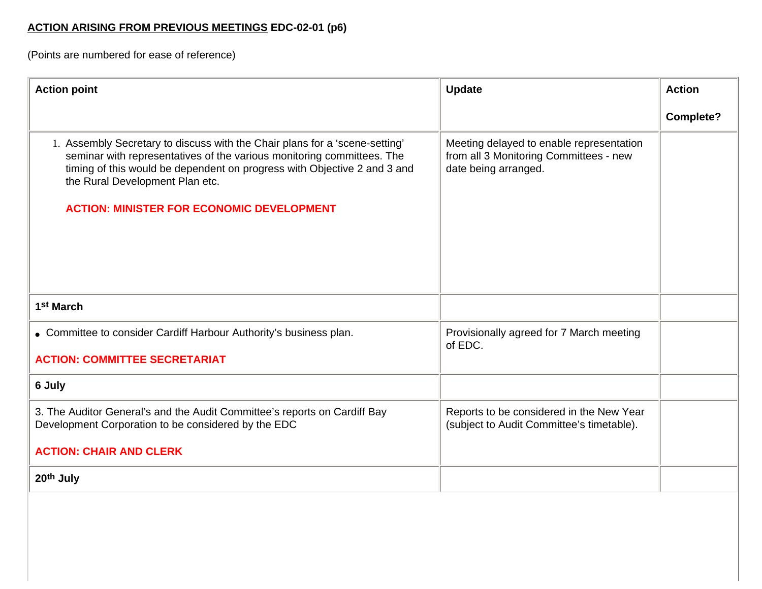**ACTION ARISING FROM PREVIOUS MEETINGS EDC-02-01 (p6)**

(Points are numbered for ease of reference)

| Action point | Update | Action Complete? |
|---|---|---|
| 1. Assembly Secretary to discuss with the Chair plans for a 'scene-setting' seminar with representatives of the various monitoring committees. The timing of this would be dependent on progress with Objective 2 and 3 and the Rural Development Plan etc.<br><br>**ACTION: MINISTER FOR ECONOMIC DEVELOPMENT** | Meeting delayed to enable representation from all 3 Monitoring Committees - new date being arranged. | |
| **1st March** | | |
| • Committee to consider Cardiff Harbour Authority's business plan.<br><br>**ACTION: COMMITTEE SECRETARIAT** | Provisionally agreed for 7 March meeting of EDC. | |
| **6 July** | | |
| 3. The Auditor General's and the Audit Committee's reports on Cardiff Bay Development Corporation to be considered by the EDC<br><br>**ACTION: CHAIR AND CLERK** | Reports to be considered in the New Year (subject to Audit Committee's timetable). | |
| **20th July** | | |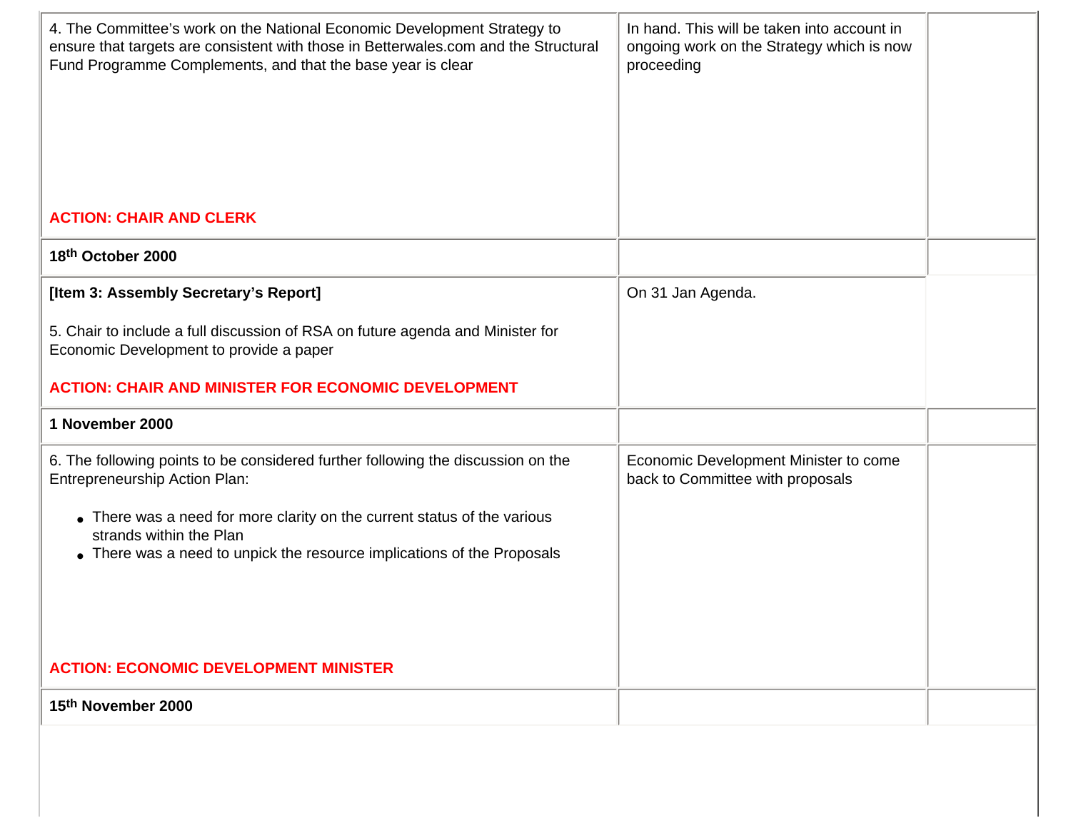| | | |
|---|---|---|
| 4. The Committee's work on the National Economic Development Strategy to ensure that targets are consistent with those in Betterwales.com and the Structural Fund Programme Complements, and that the base year is clear<br><br>**ACTION: CHAIR AND CLERK** | In hand. This will be taken into account in ongoing work on the Strategy which is now proceeding | |
| **18th October 2000** | | |
| **[Item 3: Assembly Secretary's Report]**<br><br>5. Chair to include a full discussion of RSA on future agenda and Minister for Economic Development to provide a paper<br><br>**ACTION: CHAIR AND MINISTER FOR ECONOMIC DEVELOPMENT** | On 31 Jan Agenda. | |
| **1 November 2000** | | |
| 6. The following points to be considered further following the discussion on the Entrepreneurship Action Plan:<br><br>• There was a need for more clarity on the current status of the various strands within the Plan<br>• There was a need to unpick the resource implications of the Proposals<br><br>**ACTION: ECONOMIC DEVELOPMENT MINISTER** | Economic Development Minister to come back to Committee with proposals | |
| **15th November 2000** | | |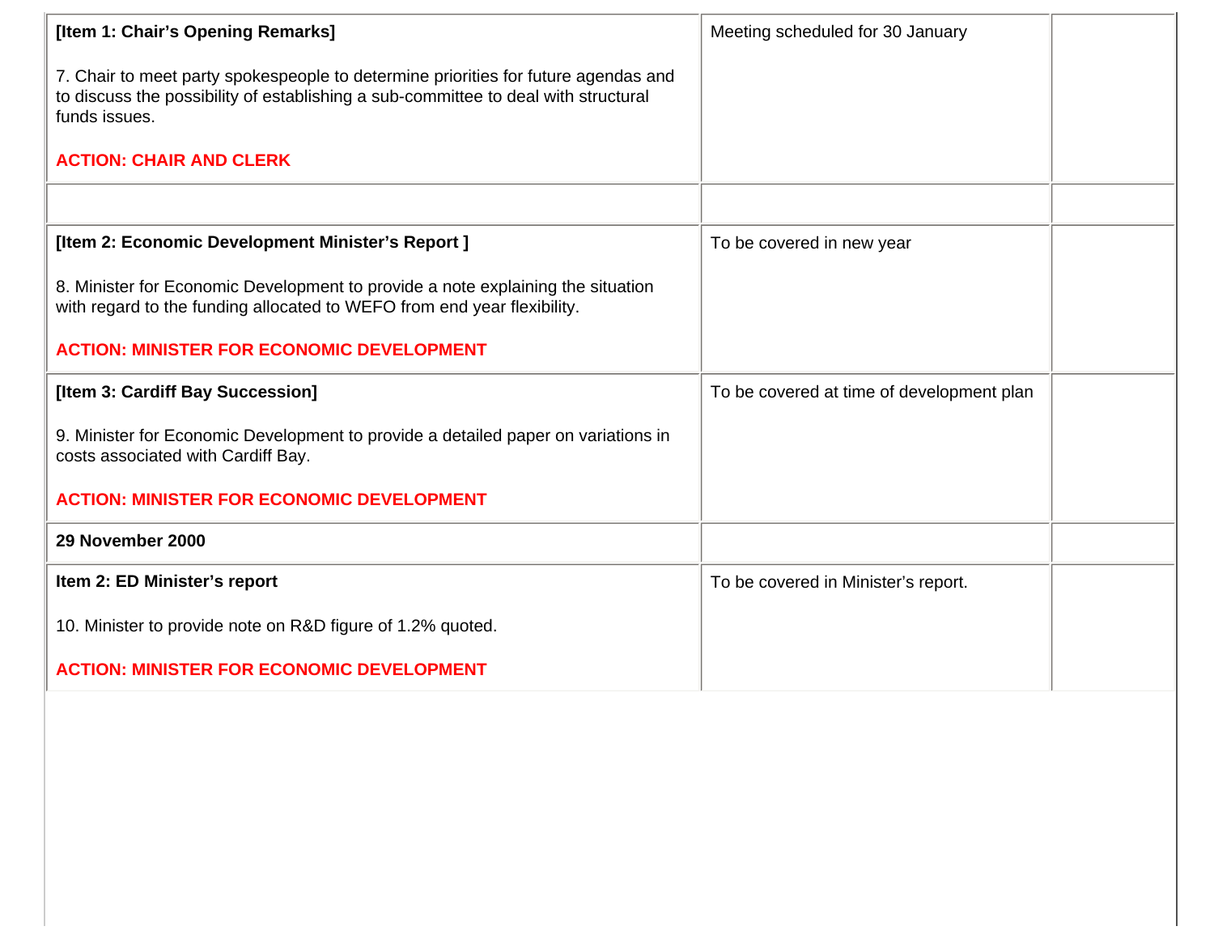| | | |
|---|---|---|
| **[Item 1: Chair's Opening Remarks]**<br><br>7. Chair to meet party spokespeople to determine priorities for future agendas and to discuss the possibility of establishing a sub-committee to deal with structural funds issues.<br><br>**ACTION: CHAIR AND CLERK** | Meeting scheduled for 30 January | |
| | | |
| **[Item 2: Economic Development Minister's Report ]**<br><br>8. Minister for Economic Development to provide a note explaining the situation with regard to the funding allocated to WEFO from end year flexibility.<br><br>**ACTION: MINISTER FOR ECONOMIC DEVELOPMENT** | To be covered in new year | |
| **[Item 3: Cardiff Bay Succession]**<br><br>9. Minister for Economic Development to provide a detailed paper on variations in costs associated with Cardiff Bay.<br><br>**ACTION: MINISTER FOR ECONOMIC DEVELOPMENT** | To be covered at time of development plan | |
| **29 November 2000** | | |
| **Item 2: ED Minister's report**<br><br>10. Minister to provide note on R&D figure of 1.2% quoted.<br><br>**ACTION: MINISTER FOR ECONOMIC DEVELOPMENT** | To be covered in Minister's report. | |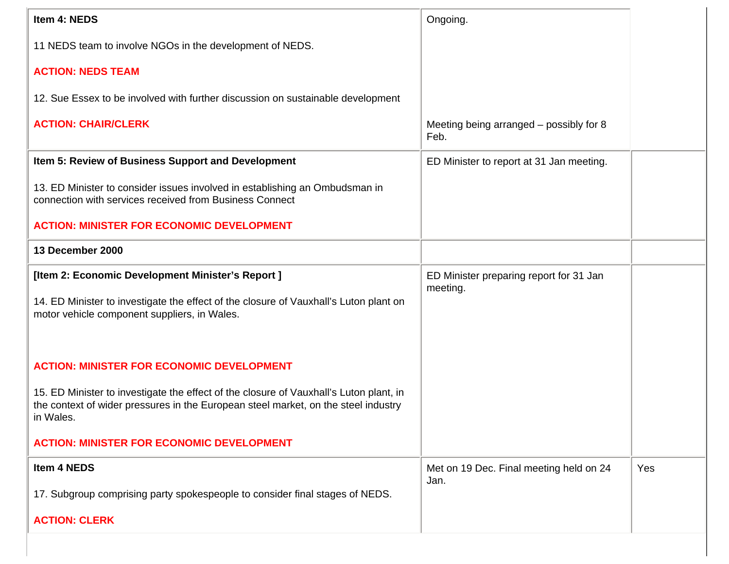| | | |
|---|---|---|
| **Item 4: NEDS**<br><br>11 NEDS team to involve NGOs in the development of NEDS.<br><br>**ACTION: NEDS TEAM**<br><br>12. Sue Essex to be involved with further discussion on sustainable development<br><br>**ACTION: CHAIR/CLERK** | Ongoing.<br><br>Meeting being arranged – possibly for 8 Feb. | |
| **Item 5: Review of Business Support and Development**<br><br>13. ED Minister to consider issues involved in establishing an Ombudsman in connection with services received from Business Connect<br><br>**ACTION: MINISTER FOR ECONOMIC DEVELOPMENT** | ED Minister to report at 31 Jan meeting. | |
| **13 December 2000** | | |
| **[Item 2: Economic Development Minister's Report ]**<br><br>14. ED Minister to investigate the effect of the closure of Vauxhall's Luton plant on motor vehicle component suppliers, in Wales.<br><br>**ACTION: MINISTER FOR ECONOMIC DEVELOPMENT**<br><br>15. ED Minister to investigate the effect of the closure of Vauxhall's Luton plant, in the context of wider pressures in the European steel market, on the steel industry in Wales.<br><br>**ACTION: MINISTER FOR ECONOMIC DEVELOPMENT** | ED Minister preparing report for 31 Jan meeting. | |
| **Item 4 NEDS**<br><br>17. Subgroup comprising party spokespeople to consider final stages of NEDS.<br><br>**ACTION: CLERK** | Met on 19 Dec. Final meeting held on 24 Jan. | Yes |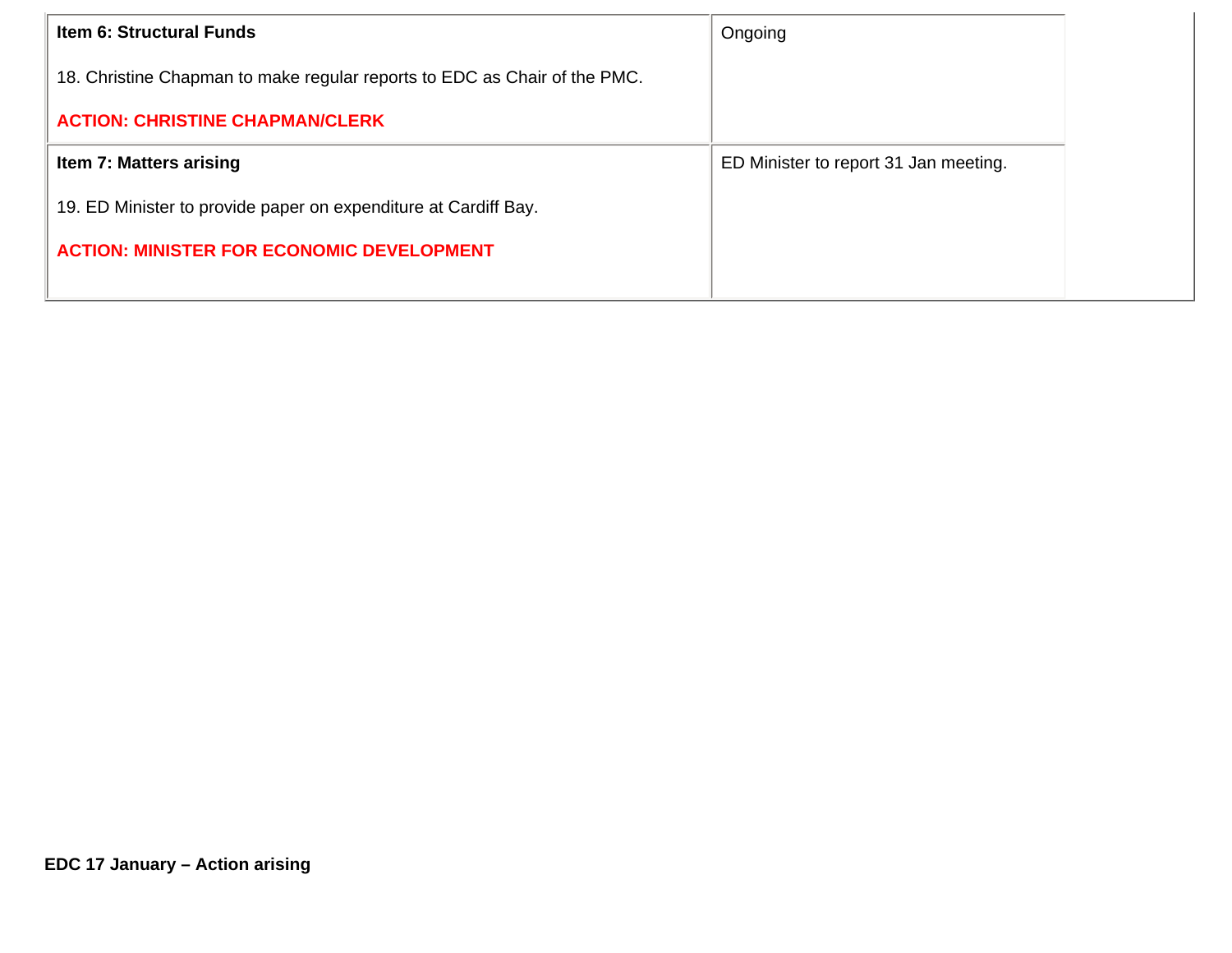| | | |
|---|---|---|
| **Item 6: Structural Funds**<br><br>18. Christine Chapman to make regular reports to EDC as Chair of the PMC.<br><br>**ACTION: CHRISTINE CHAPMAN/CLERK** | Ongoing | |
| **Item 7: Matters arising**<br><br>19. ED Minister to provide paper on expenditure at Cardiff Bay.<br><br>**ACTION: MINISTER FOR ECONOMIC DEVELOPMENT** | ED Minister to report 31 Jan meeting. | |

**EDC 17 January – Action arising**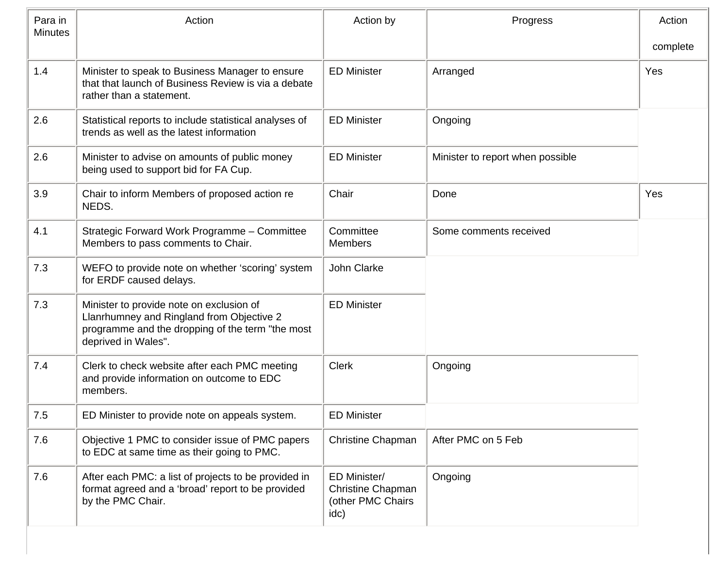| Para in Minutes | Action | Action by | Progress | Action complete |
|---|---|---|---|---|
| 1.4 | Minister to speak to Business Manager to ensure that that launch of Business Review is via a debate rather than a statement. | ED Minister | Arranged | Yes |
| 2.6 | Statistical reports to include statistical analyses of trends as well as the latest information | ED Minister | Ongoing | |
| 2.6 | Minister to advise on amounts of public money being used to support bid for FA Cup. | ED Minister | Minister to report when possible | |
| 3.9 | Chair to inform Members of proposed action re NEDS. | Chair | Done | Yes |
| 4.1 | Strategic Forward Work Programme – Committee Members to pass comments to Chair. | Committee Members | Some comments received | |
| 7.3 | WEFO to provide note on whether 'scoring' system for ERDF caused delays. | John Clarke | | |
| 7.3 | Minister to provide note on exclusion of Llanrhumney and Ringland from Objective 2 programme and the dropping of the term "the most deprived in Wales". | ED Minister | | |
| 7.4 | Clerk to check website after each PMC meeting and provide information on outcome to EDC members. | Clerk | Ongoing | |
| 7.5 | ED Minister to provide note on appeals system. | ED Minister | | |
| 7.6 | Objective 1 PMC to consider issue of PMC papers to EDC at same time as their going to PMC. | Christine Chapman | After PMC on 5 Feb | |
| 7.6 | After each PMC: a list of projects to be provided in format agreed and a 'broad' report to be provided by the PMC Chair. | ED Minister/ Christine Chapman (other PMC Chairs idc) | Ongoing | |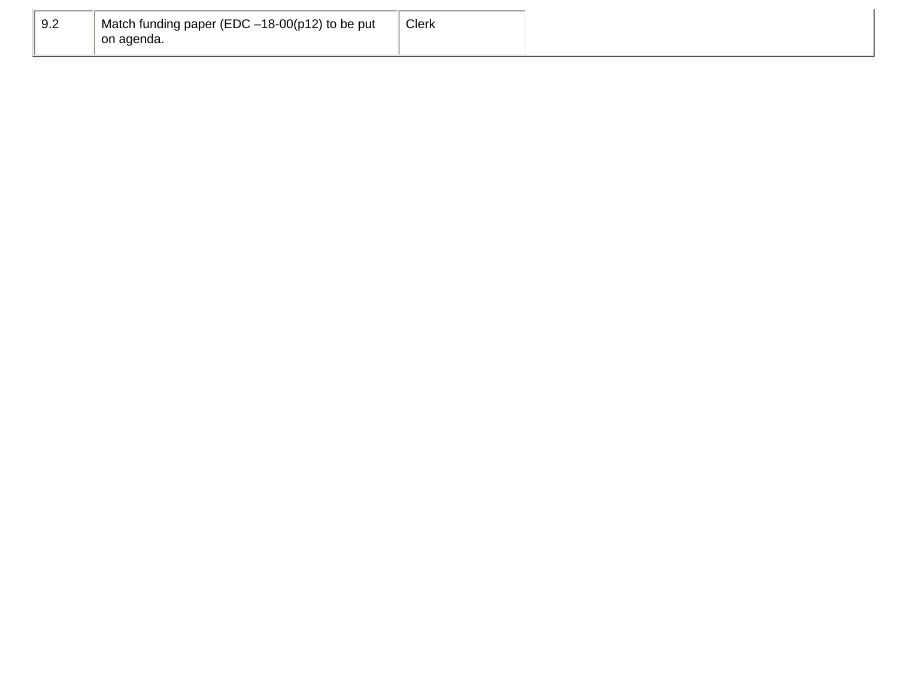| | | | |
|---|---|---|---|
| 9.2 | Match funding paper (EDC –18-00(p12) to be put on agenda. | Clerk | |